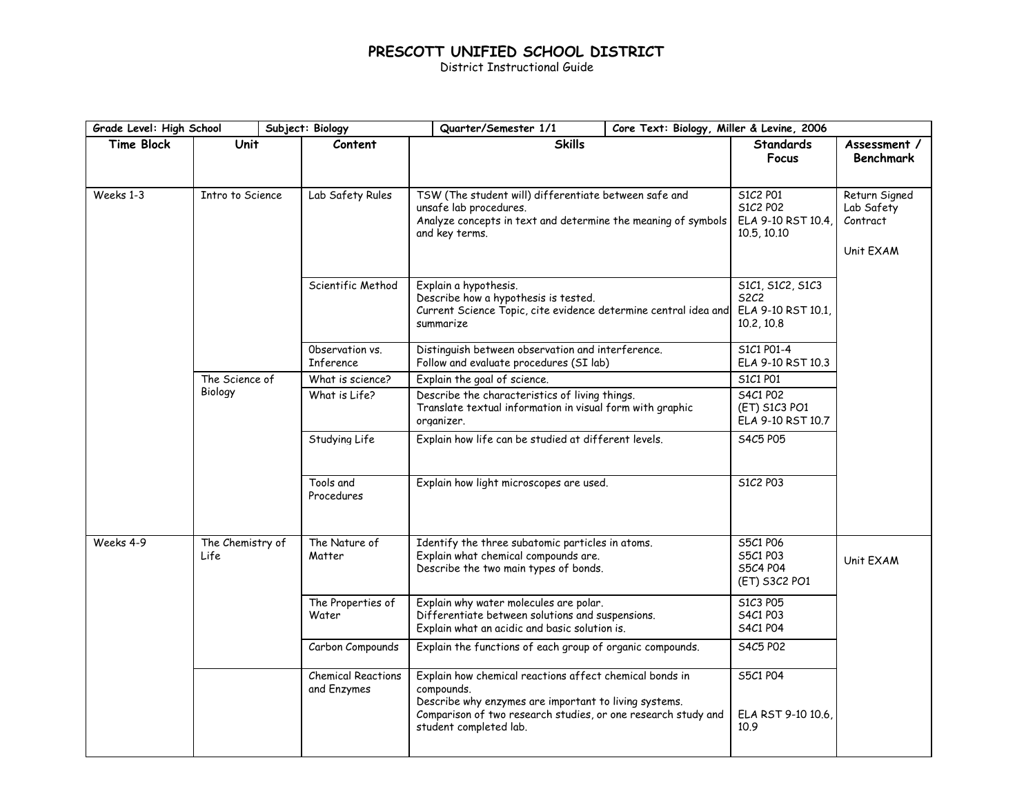# PRESCOTT UNIFIED SCHOOL DISTRICT

District Instructional Guide

| Grade Level: High School | Subject: Biology | Quarter/Semester 1/1 | Core Text: Biology, Miller & Levine, 2006 | | |
|---|---|---|---|---|---|
| **Time Block** | **Unit** | **Content** | **Skills** | **Standards Focus** | **Assessment / Benchmark** |
| Weeks 1-3 | Intro to Science | Lab Safety Rules | TSW (The student will) differentiate between safe and unsafe lab procedures.<br>Analyze concepts in text and determine the meaning of symbols and key terms. | S1C2 P01<br>S1C2 P02<br>ELA 9-10 RST 10.4, 10.5, 10.10 | Return Signed Lab Safety Contract<br><br>Unit EXAM |
| | | Scientific Method | Explain a hypothesis.<br>Describe how a hypothesis is tested.<br>Current Science Topic, cite evidence determine central idea and summarize | S1C1, S1C2, S1C3<br>S2C2<br>ELA 9-10 RST 10.1, 10.2, 10.8 | |
| | | Observation vs. Inference | Distinguish between observation and interference.<br>Follow and evaluate procedures (SI lab) | S1C1 P01-4<br>ELA 9-10 RST 10.3 | |
| | The Science of Biology | What is science? | Explain the goal of science. | S1C1 P01 | |
| | | What is Life? | Describe the characteristics of living things.<br>Translate textual information in visual form with graphic organizer. | S4C1 P02<br>(ET) S1C3 PO1<br>ELA 9-10 RST 10.7 | |
| | | Studying Life | Explain how life can be studied at different levels. | S4C5 P05 | |
| | | Tools and Procedures | Explain how light microscopes are used. | S1C2 P03 | |
| Weeks 4-9 | The Chemistry of Life | The Nature of Matter | Identify the three subatomic particles in atoms.<br>Explain what chemical compounds are.<br>Describe the two main types of bonds. | S5C1 P06<br>S5C1 P03<br>S5C4 P04<br>(ET) S3C2 PO1 | Unit EXAM |
| | | The Properties of Water | Explain why water molecules are polar.<br>Differentiate between solutions and suspensions.<br>Explain what an acidic and basic solution is. | S1C3 P05<br>S4C1 P03<br>S4C1 P04 | |
| | | Carbon Compounds | Explain the functions of each group of organic compounds. | S4C5 P02 | |
| | | Chemical Reactions and Enzymes | Explain how chemical reactions affect chemical bonds in compounds.<br>Describe why enzymes are important to living systems.<br>Comparison of two research studies, or one research study and student completed lab. | S5C1 P04<br><br>ELA RST 9-10 10.6, 10.9 | |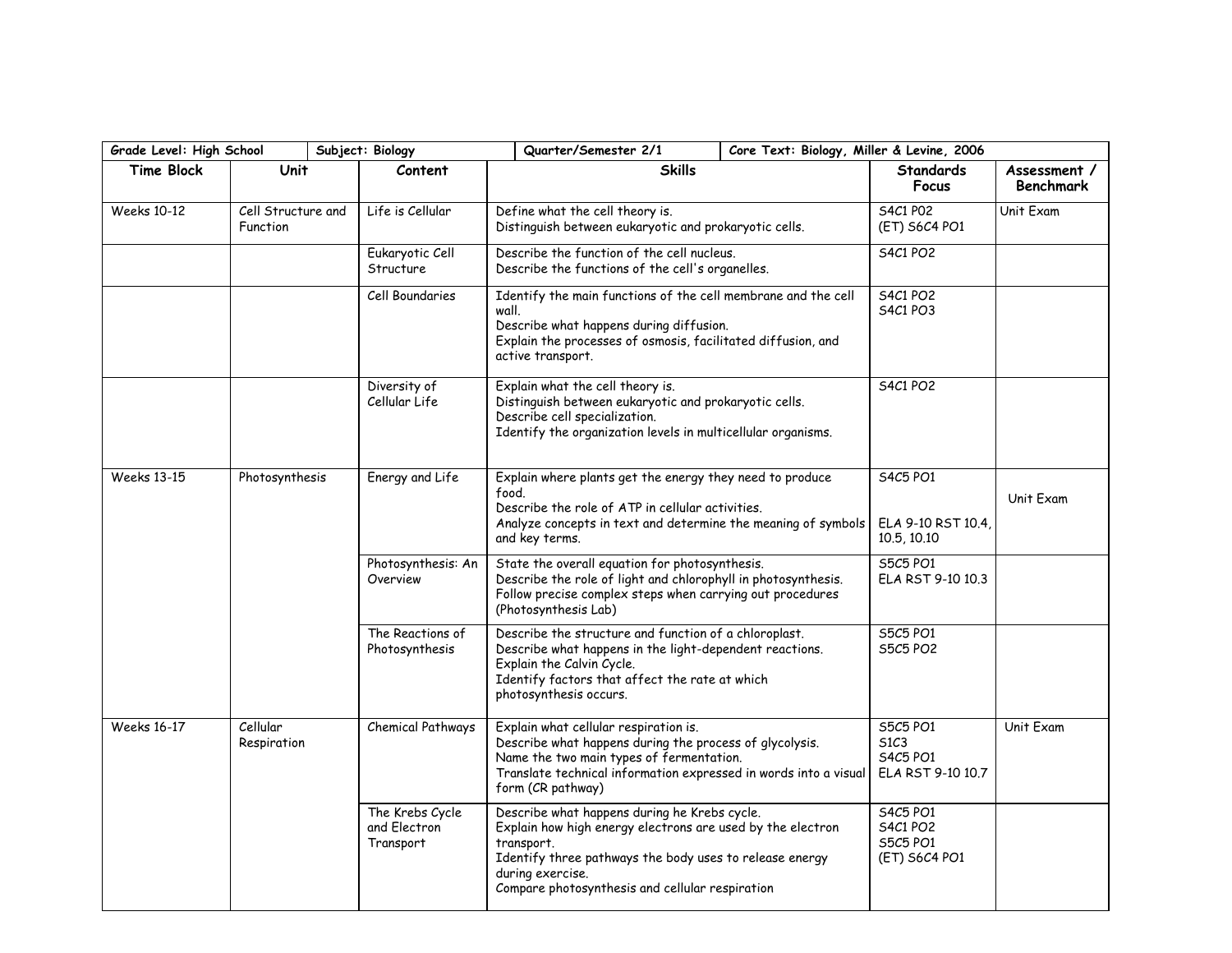| Grade Level: High School | Subject: Biology | | Quarter/Semester 2/1 | Core Text: Biology, Miller & Levine, 2006 | |
|---|---|---|---|---|---|
| **Time Block** | **Unit** | **Content** | **Skills** | **Standards Focus** | **Assessment / Benchmark** |
| Weeks 10-12 | Cell Structure and Function | Life is Cellular | Define what the cell theory is.<br>Distinguish between eukaryotic and prokaryotic cells. | S4C1 P02<br>(ET) S6C4 PO1 | Unit Exam |
| | | Eukaryotic Cell Structure | Describe the function of the cell nucleus.<br>Describe the functions of the cell's organelles. | S4C1 PO2 | |
| | | Cell Boundaries | Identify the main functions of the cell membrane and the cell wall.<br>Describe what happens during diffusion.<br>Explain the processes of osmosis, facilitated diffusion, and active transport. | S4C1 PO2<br>S4C1 PO3 | |
| | | Diversity of Cellular Life | Explain what the cell theory is.<br>Distinguish between eukaryotic and prokaryotic cells.<br>Describe cell specialization.<br>Identify the organization levels in multicellular organisms. | S4C1 PO2 | |
| Weeks 13-15 | Photosynthesis | Energy and Life | Explain where plants get the energy they need to produce food.<br>Describe the role of ATP in cellular activities.<br>Analyze concepts in text and determine the meaning of symbols and key terms. | S4C5 PO1<br><br>ELA 9-10 RST 10.4, 10.5, 10.10 | Unit Exam |
| | | Photosynthesis: An Overview | State the overall equation for photosynthesis.<br>Describe the role of light and chlorophyll in photosynthesis.<br>Follow precise complex steps when carrying out procedures (Photosynthesis Lab) | S5C5 PO1<br>ELA RST 9-10 10.3 | |
| | | The Reactions of Photosynthesis | Describe the structure and function of a chloroplast.<br>Describe what happens in the light-dependent reactions.<br>Explain the Calvin Cycle.<br>Identify factors that affect the rate at which photosynthesis occurs. | S5C5 PO1<br>S5C5 PO2 | |
| Weeks 16-17 | Cellular Respiration | Chemical Pathways | Explain what cellular respiration is.<br>Describe what happens during the process of glycolysis.<br>Name the two main types of fermentation.<br>Translate technical information expressed in words into a visual form (CR pathway) | S5C5 PO1<br>S1C3<br>S4C5 PO1<br>ELA RST 9-10 10.7 | Unit Exam |
| | | The Krebs Cycle and Electron Transport | Describe what happens during he Krebs cycle.<br>Explain how high energy electrons are used by the electron transport.<br>Identify three pathways the body uses to release energy during exercise.<br>Compare photosynthesis and cellular respiration | S4C5 PO1<br>S4C1 PO2<br>S5C5 PO1<br>(ET) S6C4 PO1 | |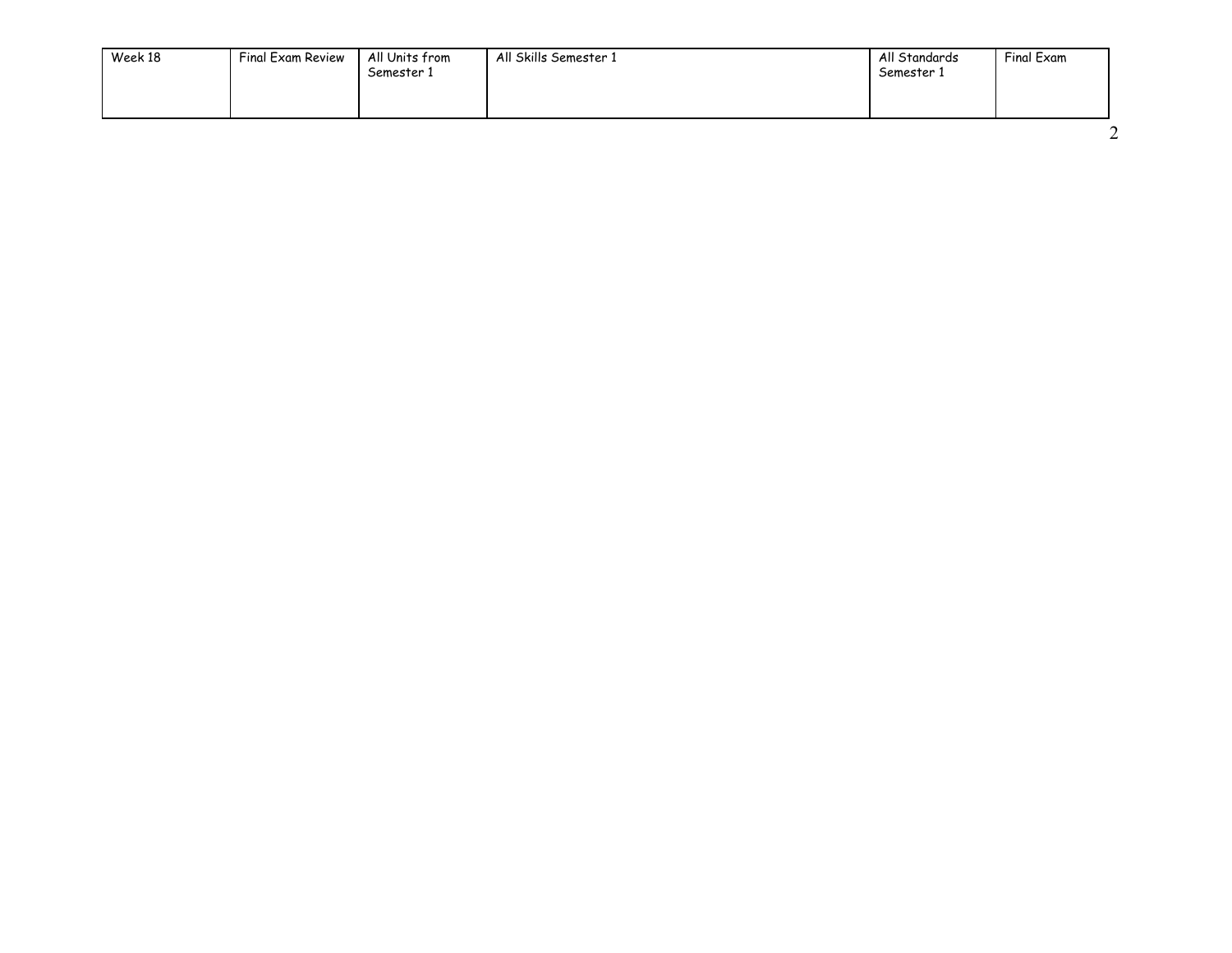| Week 18 | Final Exam Review | All Units from Semester 1 | All Skills Semester 1 | All Standards Semester 1 | Final Exam |
|---|---|---|---|---|---|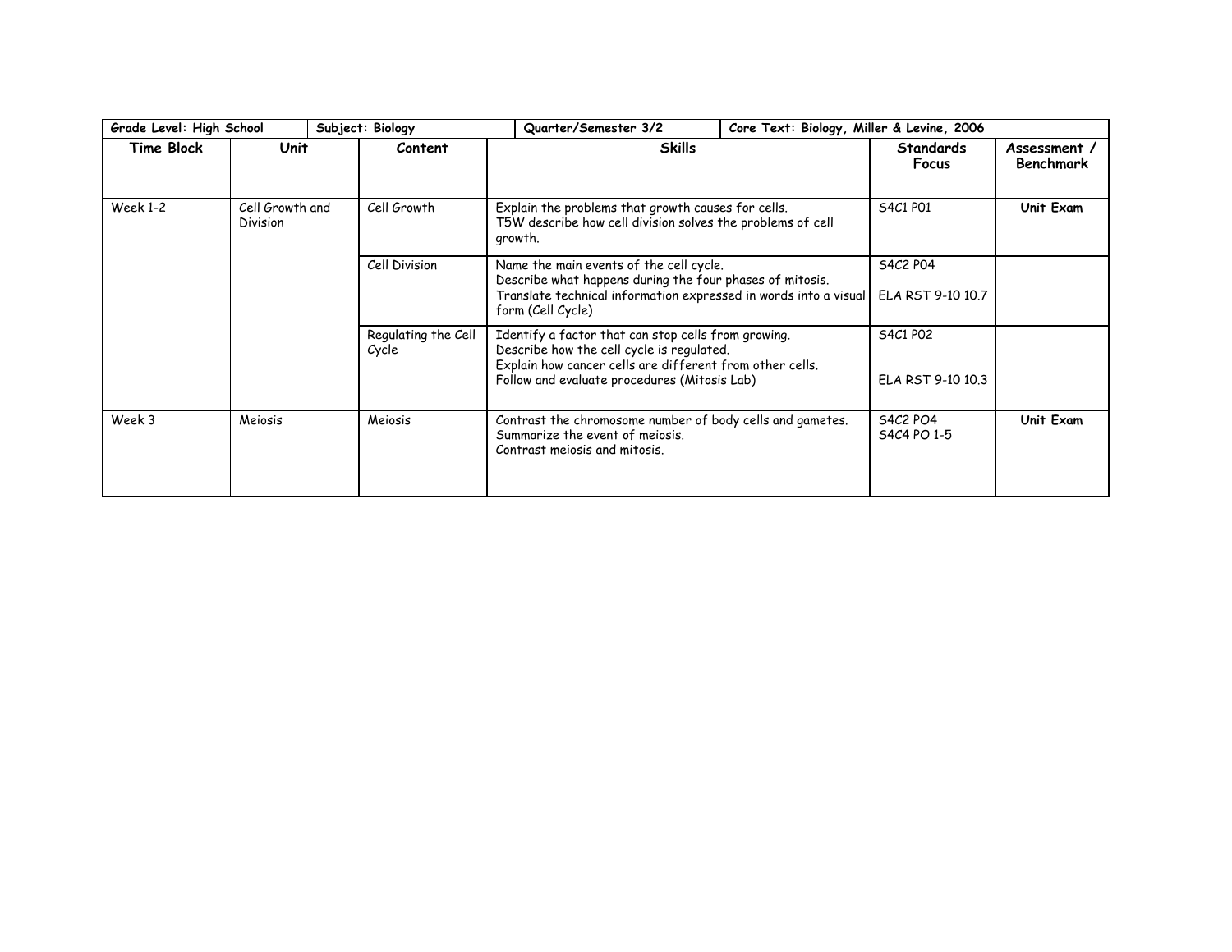| Grade Level: High School | | Subject: Biology | Quarter/Semester 3/2 | Core Text: Biology, Miller & Levine, 2006 | |
|---|---|---|---|---|---|
| **Time Block** | **Unit** | **Content** | **Skills** | **Standards Focus** | **Assessment / Benchmark** |
| Week 1-2 | Cell Growth and Division | Cell Growth | Explain the problems that growth causes for cells.<br>T5W describe how cell division solves the problems of cell growth. | S4C1 P01 | **Unit Exam** |
| | | Cell Division | Name the main events of the cell cycle.<br>Describe what happens during the four phases of mitosis.<br>Translate technical information expressed in words into a visual form (Cell Cycle) | S4C2 P04<br><br>ELA RST 9-10 10.7 | |
| | | Regulating the Cell Cycle | Identify a factor that can stop cells from growing.<br>Describe how the cell cycle is regulated.<br>Explain how cancer cells are different from other cells.<br>Follow and evaluate procedures (Mitosis Lab) | S4C1 P02<br><br>ELA RST 9-10 10.3 | |
| Week 3 | Meiosis | Meiosis | Contrast the chromosome number of body cells and gametes.<br>Summarize the event of meiosis.<br>Contrast meiosis and mitosis. | S4C2 PO4<br>S4C4 PO 1-5 | **Unit Exam** |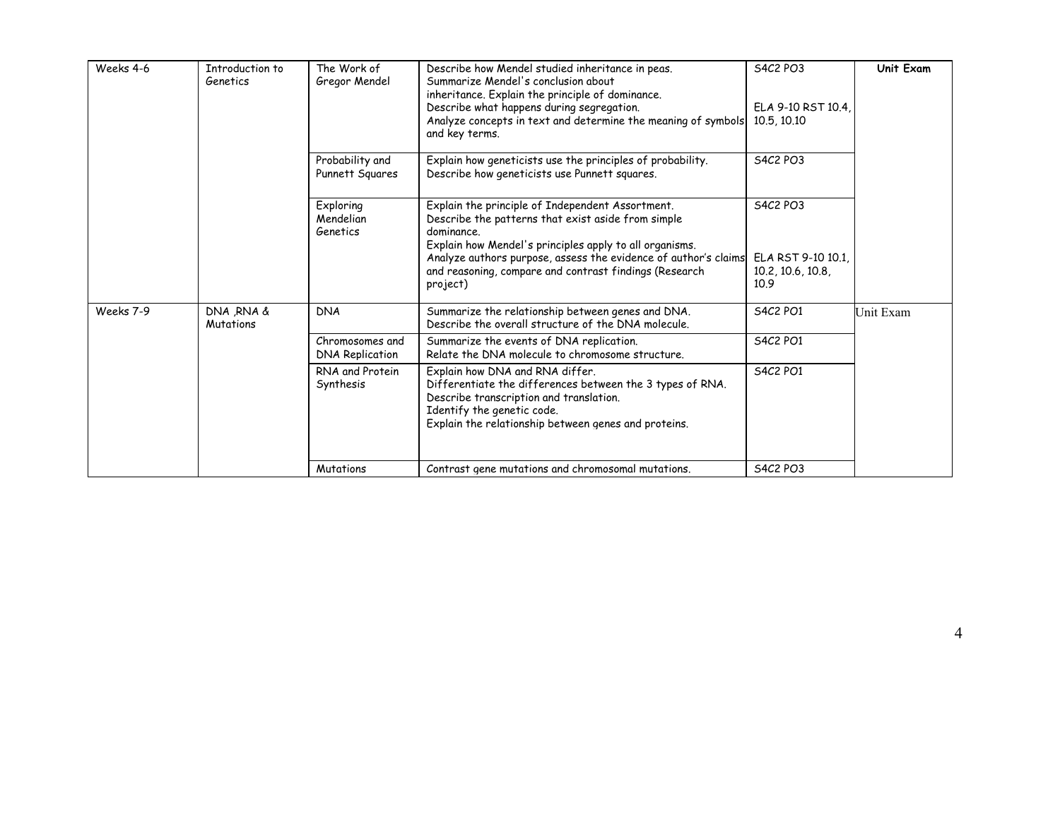| Weeks 4-6 | Introduction to Genetics | The Work of Gregor Mendel | Describe how Mendel studied inheritance in peas.<br>Summarize Mendel's conclusion about inheritance. Explain the principle of dominance.<br>Describe what happens during segregation.<br>Analyze concepts in text and determine the meaning of symbols and key terms. | S4C2 PO3<br><br>ELA 9-10 RST 10.4, 10.5, 10.10 | **Unit Exam** |
|---|---|---|---|---|---|
| | | Probability and Punnett Squares | Explain how geneticists use the principles of probability.<br>Describe how geneticists use Punnett squares. | S4C2 PO3 | |
| | | Exploring Mendelian Genetics | Explain the principle of Independent Assortment.<br>Describe the patterns that exist aside from simple dominance.<br>Explain how Mendel's principles apply to all organisms.<br>Analyze authors purpose, assess the evidence of author's claims and reasoning, compare and contrast findings (Research project) | S4C2 PO3<br><br>ELA RST 9-10 10.1, 10.2, 10.6, 10.8, 10.9 | |
| Weeks 7-9 | DNA ,RNA & Mutations | DNA | Summarize the relationship between genes and DNA.<br>Describe the overall structure of the DNA molecule. | S4C2 PO1 | Unit Exam |
| | | Chromosomes and DNA Replication | Summarize the events of DNA replication.<br>Relate the DNA molecule to chromosome structure. | S4C2 PO1 | |
| | | RNA and Protein Synthesis | Explain how DNA and RNA differ.<br>Differentiate the differences between the 3 types of RNA.<br>Describe transcription and translation.<br>Identify the genetic code.<br>Explain the relationship between genes and proteins. | S4C2 PO1 | |
| | | Mutations | Contrast gene mutations and chromosomal mutations. | S4C2 PO3 | |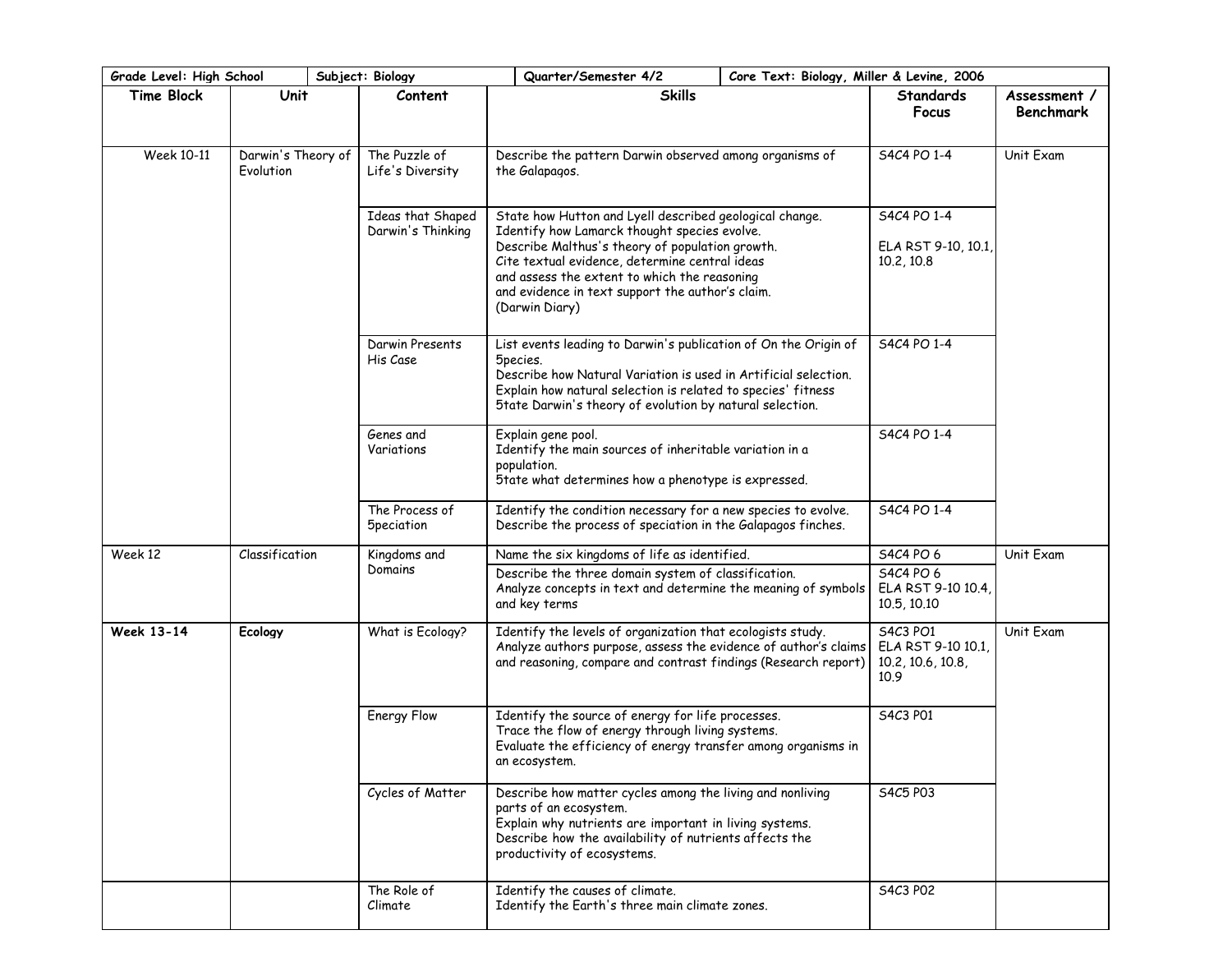| Grade Level: High School | Subject: Biology | Quarter/Semester 4/2 | Core Text: Biology, Miller & Levine, 2006 | | |
|---|---|---|---|---|---|
| **Time Block** | **Unit** | **Content** | **Skills** | **Standards Focus** | **Assessment / Benchmark** |
| Week 10-11 | Darwin's Theory of Evolution | The Puzzle of Life's Diversity | Describe the pattern Darwin observed among organisms of the Galapagos. | S4C4 PO 1-4 | Unit Exam |
| | | Ideas that Shaped Darwin's Thinking | State how Hutton and Lyell described geological change.<br>Identify how Lamarck thought species evolve.<br>Describe Malthus's theory of population growth.<br>Cite textual evidence, determine central ideas and assess the extent to which the reasoning and evidence in text support the author's claim. (Darwin Diary) | S4C4 PO 1-4<br><br>ELA RST 9-10, 10.1, 10.2, 10.8 | |
| | | Darwin Presents His Case | List events leading to Darwin's publication of On the Origin of 5pecies.<br>Describe how Natural Variation is used in Artificial selection.<br>Explain how natural selection is related to species' fitness<br>5tate Darwin's theory of evolution by natural selection. | S4C4 PO 1-4 | |
| | | Genes and Variations | Explain gene pool.<br>Identify the main sources of inheritable variation in a population.<br>5tate what determines how a phenotype is expressed. | S4C4 PO 1-4 | |
| | | The Process of 5peciation | Identify the condition necessary for a new species to evolve.<br>Describe the process of speciation in the Galapagos finches. | S4C4 PO 1-4 | |
| Week 12 | Classification | Kingdoms and Domains | Name the six kingdoms of life as identified. | S4C4 PO 6 | Unit Exam |
| | | | Describe the three domain system of classification.<br>Analyze concepts in text and determine the meaning of symbols and key terms | S4C4 PO 6<br>ELA RST 9-10 10.4, 10.5, 10.10 | |
| **Week 13-14** | **Ecology** | What is Ecology? | Identify the levels of organization that ecologists study.<br>Analyze authors purpose, assess the evidence of author's claims and reasoning, compare and contrast findings (Research report) | S4C3 PO1<br>ELA RST 9-10 10.1, 10.2, 10.6, 10.8, 10.9 | Unit Exam |
| | | Energy Flow | Identify the source of energy for life processes.<br>Trace the flow of energy through living systems.<br>Evaluate the efficiency of energy transfer among organisms in an ecosystem. | S4C3 P01 | |
| | | Cycles of Matter | Describe how matter cycles among the living and nonliving parts of an ecosystem.<br>Explain why nutrients are important in living systems.<br>Describe how the availability of nutrients affects the productivity of ecosystems. | S4C5 P03 | |
| | | The Role of Climate | Identify the causes of climate.<br>Identify the Earth's three main climate zones. | S4C3 P02 | |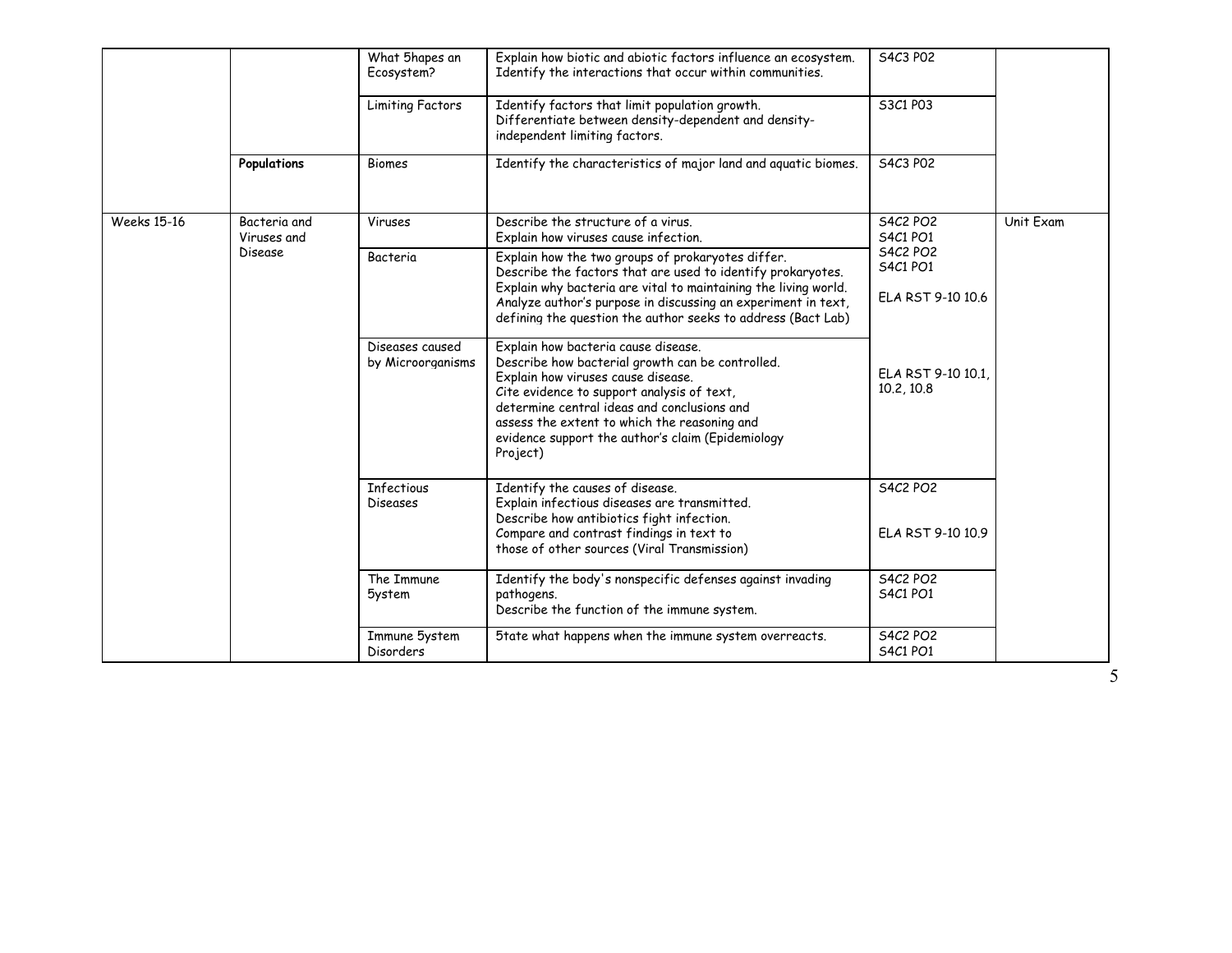| | | What 5hapes an Ecosystem? | Explain how biotic and abiotic factors influence an ecosystem. Identify the interactions that occur within communities. | S4C3 PO2 | |
|---|---|---|---|---|---|
| | | Limiting Factors | Identify factors that limit population growth. Differentiate between density-dependent and density-independent limiting factors. | S3C1 PO3 | |
| | **Populations** | Biomes | Identify the characteristics of major land and aquatic biomes. | S4C3 PO2 | |
| Weeks 15-16 | Bacteria and Viruses and Disease | Viruses | Describe the structure of a virus. Explain how viruses cause infection. | S4C2 PO2 S4C1 PO1 | Unit Exam |
| | | Bacteria | Explain how the two groups of prokaryotes differ. Describe the factors that are used to identify prokaryotes. Explain why bacteria are vital to maintaining the living world. Analyze author's purpose in discussing an experiment in text, defining the question the author seeks to address (Bact Lab) | S4C2 PO2 S4C1 PO1 ELA RST 9-10 10.6 | |
| | | Diseases caused by Microorganisms | Explain how bacteria cause disease. Describe how bacterial growth can be controlled. Explain how viruses cause disease. Cite evidence to support analysis of text, determine central ideas and conclusions and assess the extent to which the reasoning and evidence support the author's claim (Epidemiology Project) | ELA RST 9-10 10.1, 10.2, 10.8 | |
| | | Infectious Diseases | Identify the causes of disease. Explain infectious diseases are transmitted. Describe how antibiotics fight infection. Compare and contrast findings in text to those of other sources (Viral Transmission) | S4C2 PO2 ELA RST 9-10 10.9 | |
| | | The Immune 5ystem | Identify the body's nonspecific defenses against invading pathogens. Describe the function of the immune system. | S4C2 PO2 S4C1 PO1 | |
| | | Immune 5ystem Disorders | 5tate what happens when the immune system overreacts. | S4C2 PO2 S4C1 PO1 | |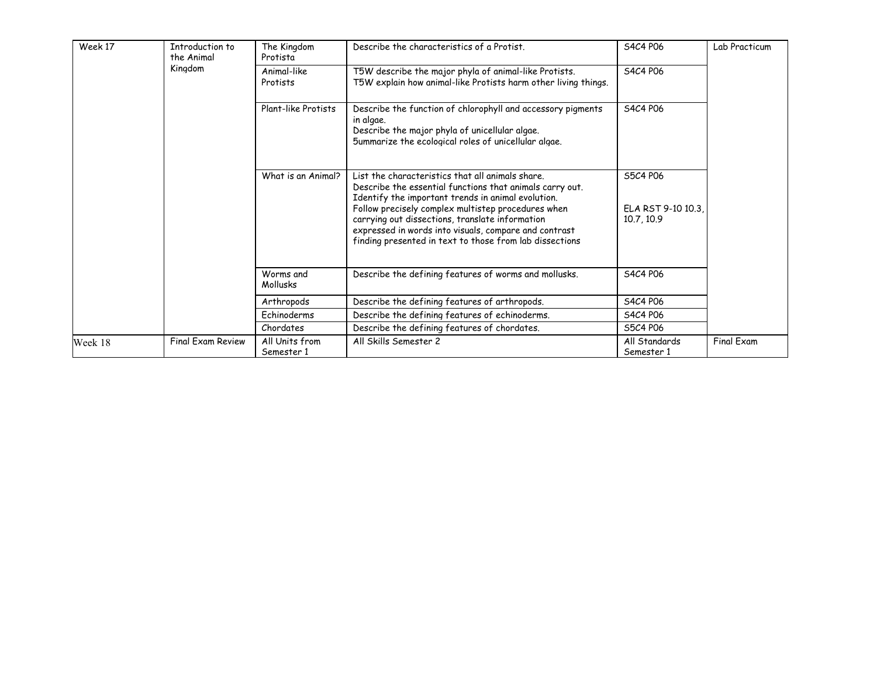| | | | | | |
|---|---|---|---|---|---|
| Week 17 | Introduction to the Animal Kingdom | The Kingdom Protista | Describe the characteristics of a Protist. | S4C4 P06 | Lab Practicum |
| | | Animal-like Protists | T5W describe the major phyla of animal-like Protists.<br>T5W explain how animal-like Protists harm other living things. | S4C4 P06 | |
| | | Plant-like Protists | Describe the function of chlorophyll and accessory pigments in algae.<br>Describe the major phyla of unicellular algae.<br>5ummarize the ecological roles of unicellular algae. | S4C4 P06 | |
| | | What is an Animal? | List the characteristics that all animals share.<br>Describe the essential functions that animals carry out.<br>Identify the important trends in animal evolution.<br>Follow precisely complex multistep procedures when carrying out dissections, translate information expressed in words into visuals, compare and contrast finding presented in text to those from lab dissections | S5C4 P06<br><br>ELA RST 9-10 10.3, 10.7, 10.9 | |
| | | Worms and Mollusks | Describe the defining features of worms and mollusks. | S4C4 P06 | |
| | | Arthropods | Describe the defining features of arthropods. | S4C4 P06 | |
| | | Echinoderms | Describe the defining features of echinoderms. | S4C4 P06 | |
| | | Chordates | Describe the defining features of chordates. | S5C4 P06 | |
| Week 18 | Final Exam Review | All Units from Semester 1 | All Skills Semester 2 | All Standards Semester 1 | Final Exam |